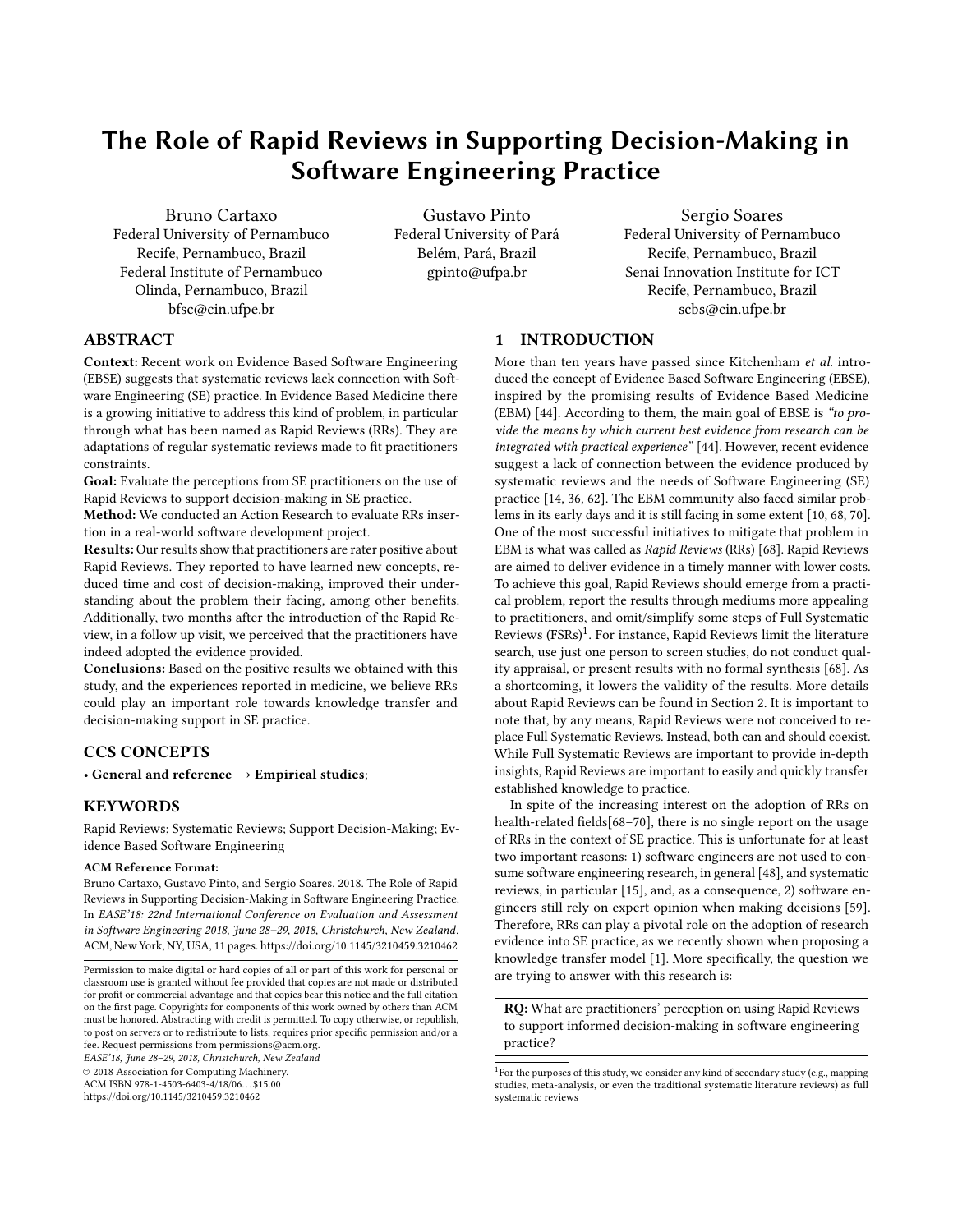# The Role of Rapid Reviews in Supporting Decision-Making in Software Engineering Practice

Bruno Cartaxo
Federal University of Pernambuco
Recife, Pernambuco, Brazil
Federal Institute of Pernambuco
Olinda, Pernambuco, Brazil
bfsc@cin.ufpe.br

Gustavo Pinto
Federal University of Pará
Belém, Pará, Brazil
gpinto@ufpa.br

Sergio Soares
Federal University of Pernambuco
Recife, Pernambuco, Brazil
Senai Innovation Institute for ICT
Recife, Pernambuco, Brazil
scbs@cin.ufpe.br

## ABSTRACT

**Context:** Recent work on Evidence Based Software Engineering (EBSE) suggests that systematic reviews lack connection with Software Engineering (SE) practice. In Evidence Based Medicine there is a growing initiative to address this kind of problem, in particular through what has been named as Rapid Reviews (RRs). They are adaptations of regular systematic reviews made to fit practitioners constraints.

**Goal:** Evaluate the perceptions from SE practitioners on the use of Rapid Reviews to support decision-making in SE practice.

**Method:** We conducted an Action Research to evaluate RRs insertion in a real-world software development project.

**Results:** Our results show that practitioners are rater positive about Rapid Reviews. They reported to have learned new concepts, reduced time and cost of decision-making, improved their understanding about the problem their facing, among other benefits. Additionally, two months after the introduction of the Rapid Review, in a follow up visit, we perceived that the practitioners have indeed adopted the evidence provided.

**Conclusions:** Based on the positive results we obtained with this study, and the experiences reported in medicine, we believe RRs could play an important role towards knowledge transfer and decision-making support in SE practice.

## CCS CONCEPTS

• **General and reference → Empirical studies**;

## KEYWORDS

Rapid Reviews; Systematic Reviews; Support Decision-Making; Evidence Based Software Engineering

**ACM Reference Format:**
Bruno Cartaxo, Gustavo Pinto, and Sergio Soares. 2018. The Role of Rapid Reviews in Supporting Decision-Making in Software Engineering Practice. In *EASE'18: 22nd International Conference on Evaluation and Assessment in Software Engineering 2018, June 28–29, 2018, Christchurch, New Zealand*. ACM, New York, NY, USA, 11 pages. https://doi.org/10.1145/3210459.3210462

Permission to make digital or hard copies of all or part of this work for personal or classroom use is granted without fee provided that copies are not made or distributed for profit or commercial advantage and that copies bear this notice and the full citation on the first page. Copyrights for components of this work owned by others than ACM must be honored. Abstracting with credit is permitted. To copy otherwise, or republish, to post on servers or to redistribute to lists, requires prior specific permission and/or a fee. Request permissions from permissions@acm.org.
*EASE'18, June 28–29, 2018, Christchurch, New Zealand*
© 2018 Association for Computing Machinery.
ACM ISBN 978-1-4503-6403-4/18/06...$15.00
https://doi.org/10.1145/3210459.3210462

## 1 INTRODUCTION

More than ten years have passed since Kitchenham *et al.* introduced the concept of Evidence Based Software Engineering (EBSE), inspired by the promising results of Evidence Based Medicine (EBM) [44]. According to them, the main goal of EBSE is *"to provide the means by which current best evidence from research can be integrated with practical experience"* [44]. However, recent evidence suggest a lack of connection between the evidence produced by systematic reviews and the needs of Software Engineering (SE) practice [14, 36, 62]. The EBM community also faced similar problems in its early days and it is still facing in some extent [10, 68, 70]. One of the most successful initiatives to mitigate that problem in EBM is what was called as *Rapid Reviews* (RRs) [68]. Rapid Reviews are aimed to deliver evidence in a timely manner with lower costs. To achieve this goal, Rapid Reviews should emerge from a practical problem, report the results through mediums more appealing to practitioners, and omit/simplify some steps of Full Systematic Reviews (FSRs)[1]. For instance, Rapid Reviews limit the literature search, use just one person to screen studies, do not conduct quality appraisal, or present results with no formal synthesis [68]. As a shortcoming, it lowers the validity of the results. More details about Rapid Reviews can be found in Section 2. It is important to note that, by any means, Rapid Reviews were not conceived to replace Full Systematic Reviews. Instead, both can and should coexist. While Full Systematic Reviews are important to provide in-depth insights, Rapid Reviews are important to easily and quickly transfer established knowledge to practice.

In spite of the increasing interest on the adoption of RRs on health-related fields[68–70], there is no single report on the usage of RRs in the context of SE practice. This is unfortunate for at least two important reasons: 1) software engineers are not used to consume software engineering research, in general [48], and systematic reviews, in particular [15], and, as a consequence, 2) software engineers still rely on expert opinion when making decisions [59]. Therefore, RRs can play a pivotal role on the adoption of research evidence into SE practice, as we recently shown when proposing a knowledge transfer model [1]. More specifically, the question we are trying to answer with this research is:

> **RQ:** What are practitioners' perception on using Rapid Reviews to support informed decision-making in software engineering practice?

[1] For the purposes of this study, we consider any kind of secondary study (e.g., mapping studies, meta-analysis, or even the traditional systematic literature reviews) as full systematic reviews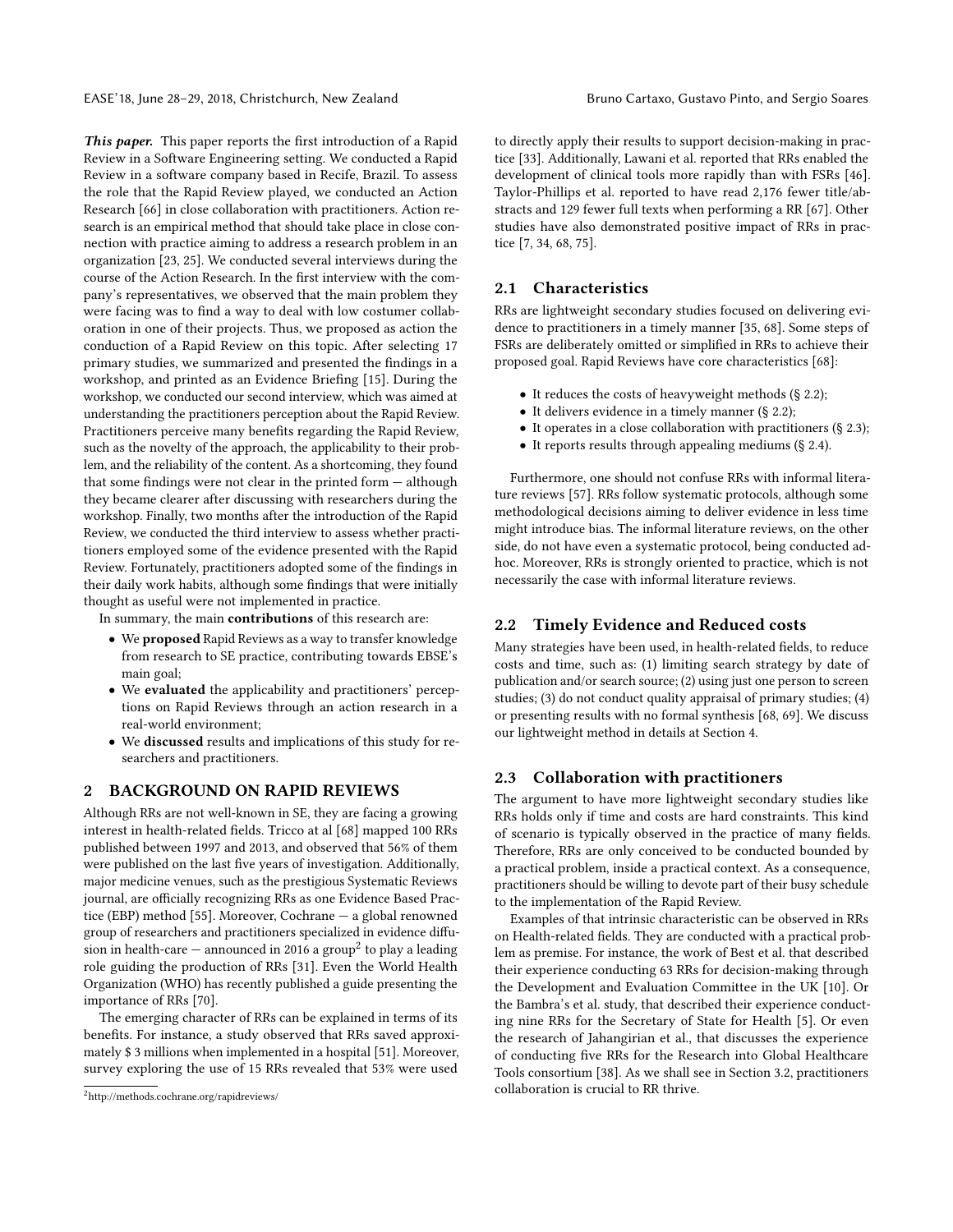***This paper.*** This paper reports the first introduction of a Rapid Review in a Software Engineering setting. We conducted a Rapid Review in a software company based in Recife, Brazil. To assess the role that the Rapid Review played, we conducted an Action Research [66] in close collaboration with practitioners. Action research is an empirical method that should take place in close connection with practice aiming to address a research problem in an organization [23, 25]. We conducted several interviews during the course of the Action Research. In the first interview with the company's representatives, we observed that the main problem they were facing was to find a way to deal with low costumer collaboration in one of their projects. Thus, we proposed as action the conduction of a Rapid Review on this topic. After selecting 17 primary studies, we summarized and presented the findings in a workshop, and printed as an Evidence Briefing [15]. During the workshop, we conducted our second interview, which was aimed at understanding the practitioners perception about the Rapid Review. Practitioners perceive many benefits regarding the Rapid Review, such as the novelty of the approach, the applicability to their problem, and the reliability of the content. As a shortcoming, they found that some findings were not clear in the printed form — although they became clearer after discussing with researchers during the workshop. Finally, two months after the introduction of the Rapid Review, we conducted the third interview to assess whether practitioners employed some of the evidence presented with the Rapid Review. Fortunately, practitioners adopted some of the findings in their daily work habits, although some findings that were initially thought as useful were not implemented in practice.

In summary, the main **contributions** of this research are:

- We **proposed** Rapid Reviews as a way to transfer knowledge from research to SE practice, contributing towards EBSE's main goal;
- We **evaluated** the applicability and practitioners' perceptions on Rapid Reviews through an action research in a real-world environment;
- We **discussed** results and implications of this study for researchers and practitioners.

## 2 BACKGROUND ON RAPID REVIEWS

Although RRs are not well-known in SE, they are facing a growing interest in health-related fields. Tricco at al [68] mapped 100 RRs published between 1997 and 2013, and observed that 56% of them were published on the last five years of investigation. Additionally, major medicine venues, such as the prestigious Systematic Reviews journal, are officially recognizing RRs as one Evidence Based Practice (EBP) method [55]. Moreover, Cochrane — a global renowned group of researchers and practitioners specialized in evidence diffusion in health-care — announced in 2016 a group[2] to play a leading role guiding the production of RRs [31]. Even the World Health Organization (WHO) has recently published a guide presenting the importance of RRs [70].

The emerging character of RRs can be explained in terms of its benefits. For instance, a study observed that RRs saved approximately $ 3 millions when implemented in a hospital [51]. Moreover, survey exploring the use of 15 RRs revealed that 53% were used to directly apply their results to support decision-making in practice [33]. Additionally, Lawani et al. reported that RRs enabled the development of clinical tools more rapidly than with FSRs [46]. Taylor-Phillips et al. reported to have read 2,176 fewer title/abstracts and 129 fewer full texts when performing a RR [67]. Other studies have also demonstrated positive impact of RRs in practice [7, 34, 68, 75].

[2]http://methods.cochrane.org/rapidreviews/

### 2.1 Characteristics

RRs are lightweight secondary studies focused on delivering evidence to practitioners in a timely manner [35, 68]. Some steps of FSRs are deliberately omitted or simplified in RRs to achieve their proposed goal. Rapid Reviews have core characteristics [68]:

- It reduces the costs of heavyweight methods (§ 2.2);
- It delivers evidence in a timely manner (§ 2.2);
- It operates in a close collaboration with practitioners (§ 2.3);
- It reports results through appealing mediums (§ 2.4).

Furthermore, one should not confuse RRs with informal literature reviews [57]. RRs follow systematic protocols, although some methodological decisions aiming to deliver evidence in less time might introduce bias. The informal literature reviews, on the other side, do not have even a systematic protocol, being conducted ad-hoc. Moreover, RRs is strongly oriented to practice, which is not necessarily the case with informal literature reviews.

### 2.2 Timely Evidence and Reduced costs

Many strategies have been used, in health-related fields, to reduce costs and time, such as: (1) limiting search strategy by date of publication and/or search source; (2) using just one person to screen studies; (3) do not conduct quality appraisal of primary studies; (4) or presenting results with no formal synthesis [68, 69]. We discuss our lightweight method in details at Section 4.

### 2.3 Collaboration with practitioners

The argument to have more lightweight secondary studies like RRs holds only if time and costs are hard constraints. This kind of scenario is typically observed in the practice of many fields. Therefore, RRs are only conceived to be conducted bounded by a practical problem, inside a practical context. As a consequence, practitioners should be willing to devote part of their busy schedule to the implementation of the Rapid Review.

Examples of that intrinsic characteristic can be observed in RRs on Health-related fields. They are conducted with a practical problem as premise. For instance, the work of Best et al. that described their experience conducting 63 RRs for decision-making through the Development and Evaluation Committee in the UK [10]. Or the Bambra's et al. study, that described their experience conducting nine RRs for the Secretary of State for Health [5]. Or even the research of Jahangirian et al., that discusses the experience of conducting five RRs for the Research into Global Healthcare Tools consortium [38]. As we shall see in Section 3.2, practitioners collaboration is crucial to RR thrive.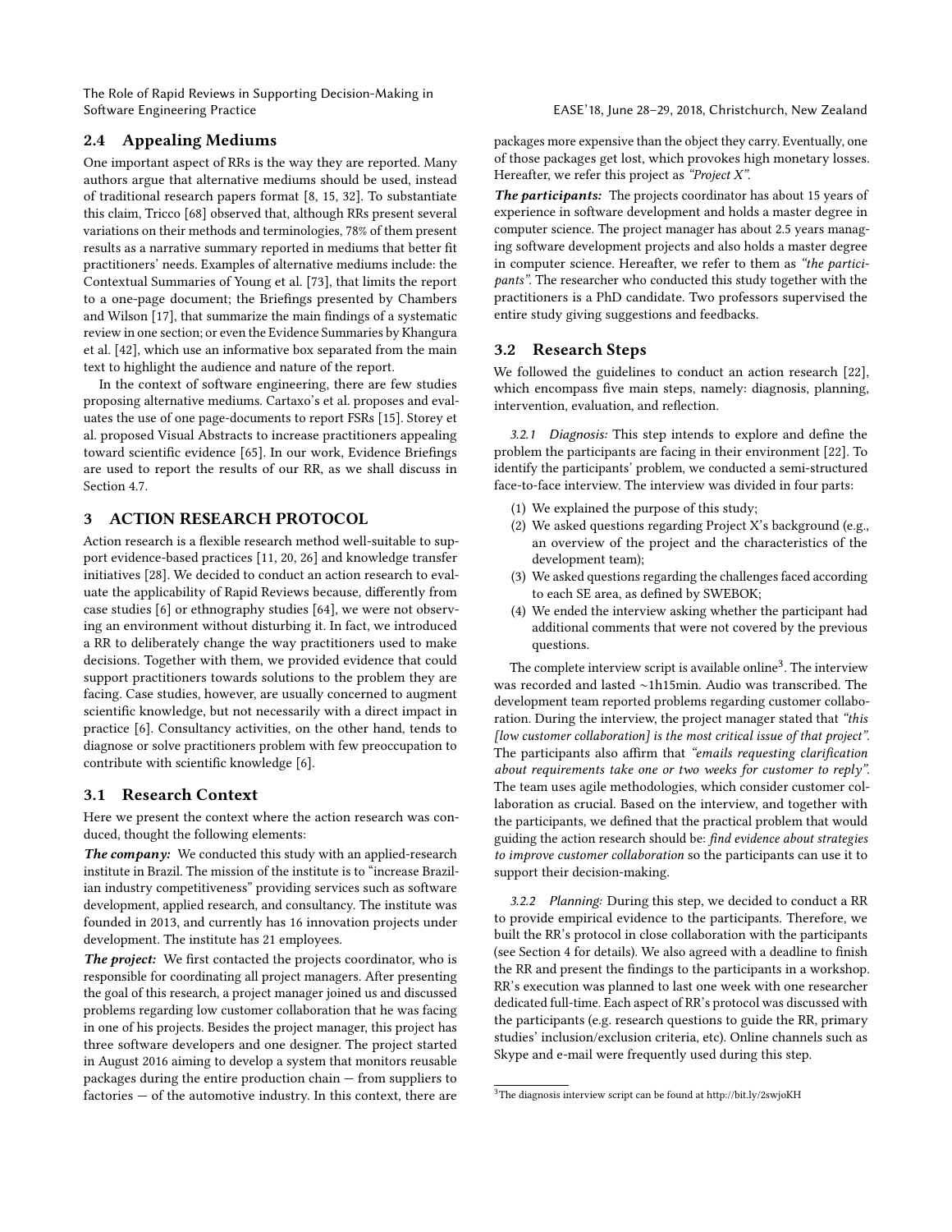## 2.4 Appealing Mediums

One important aspect of RRs is the way they are reported. Many authors argue that alternative mediums should be used, instead of traditional research papers format [8, 15, 32]. To substantiate this claim, Tricco [68] observed that, although RRs present several variations on their methods and terminologies, 78% of them present results as a narrative summary reported in mediums that better fit practitioners' needs. Examples of alternative mediums include: the Contextual Summaries of Young et al. [73], that limits the report to a one-page document; the Briefings presented by Chambers and Wilson [17], that summarize the main findings of a systematic review in one section; or even the Evidence Summaries by Khangura et al. [42], which use an informative box separated from the main text to highlight the audience and nature of the report.

In the context of software engineering, there are few studies proposing alternative mediums. Cartaxo's et al. proposes and evaluates the use of one page-documents to report FSRs [15]. Storey et al. proposed Visual Abstracts to increase practitioners appealing toward scientific evidence [65]. In our work, Evidence Briefings are used to report the results of our RR, as we shall discuss in Section 4.7.

# 3 ACTION RESEARCH PROTOCOL

Action research is a flexible research method well-suitable to support evidence-based practices [11, 20, 26] and knowledge transfer initiatives [28]. We decided to conduct an action research to evaluate the applicability of Rapid Reviews because, differently from case studies [6] or ethnography studies [64], we were not observing an environment without disturbing it. In fact, we introduced a RR to deliberately change the way practitioners used to make decisions. Together with them, we provided evidence that could support practitioners towards solutions to the problem they are facing. Case studies, however, are usually concerned to augment scientific knowledge, but not necessarily with a direct impact in practice [6]. Consultancy activities, on the other hand, tends to diagnose or solve practitioners problem with few preoccupation to contribute with scientific knowledge [6].

## 3.1 Research Context

Here we present the context where the action research was conduced, thought the following elements:

***The company:*** We conducted this study with an applied-research institute in Brazil. The mission of the institute is to "increase Brazilian industry competitiveness" providing services such as software development, applied research, and consultancy. The institute was founded in 2013, and currently has 16 innovation projects under development. The institute has 21 employees.

***The project:*** We first contacted the projects coordinator, who is responsible for coordinating all project managers. After presenting the goal of this research, a project manager joined us and discussed problems regarding low customer collaboration that he was facing in one of his projects. Besides the project manager, this project has three software developers and one designer. The project started in August 2016 aiming to develop a system that monitors reusable packages during the entire production chain — from suppliers to factories — of the automotive industry. In this context, there are packages more expensive than the object they carry. Eventually, one of those packages get lost, which provokes high monetary losses. Hereafter, we refer this project as *"Project X"*.

***The participants:*** The projects coordinator has about 15 years of experience in software development and holds a master degree in computer science. The project manager has about 2.5 years managing software development projects and also holds a master degree in computer science. Hereafter, we refer to them as *"the participants"*. The researcher who conducted this study together with the practitioners is a PhD candidate. Two professors supervised the entire study giving suggestions and feedbacks.

## 3.2 Research Steps

We followed the guidelines to conduct an action research [22], which encompass five main steps, namely: diagnosis, planning, intervention, evaluation, and reflection.

*3.2.1 Diagnosis:* This step intends to explore and define the problem the participants are facing in their environment [22]. To identify the participants' problem, we conducted a semi-structured face-to-face interview. The interview was divided in four parts:

(1) We explained the purpose of this study;
(2) We asked questions regarding Project X's background (e.g., an overview of the project and the characteristics of the development team);
(3) We asked questions regarding the challenges faced according to each SE area, as defined by SWEBOK;
(4) We ended the interview asking whether the participant had additional comments that were not covered by the previous questions.

The complete interview script is available online[3]. The interview was recorded and lasted ~1h15min. Audio was transcribed. The development team reported problems regarding customer collaboration. During the interview, the project manager stated that *"this [low customer collaboration] is the most critical issue of that project"*. The participants also affirm that *"emails requesting clarification about requirements take one or two weeks for customer to reply"*. The team uses agile methodologies, which consider customer collaboration as crucial. Based on the interview, and together with the participants, we defined that the practical problem that would guiding the action research should be: *find evidence about strategies to improve customer collaboration* so the participants can use it to support their decision-making.

*3.2.2 Planning:* During this step, we decided to conduct a RR to provide empirical evidence to the participants. Therefore, we built the RR's protocol in close collaboration with the participants (see Section 4 for details). We also agreed with a deadline to finish the RR and present the findings to the participants in a workshop. RR's execution was planned to last one week with one researcher dedicated full-time. Each aspect of RR's protocol was discussed with the participants (e.g. research questions to guide the RR, primary studies' inclusion/exclusion criteria, etc). Online channels such as Skype and e-mail were frequently used during this step.

[3] The diagnosis interview script can be found at http://bit.ly/2swjoKH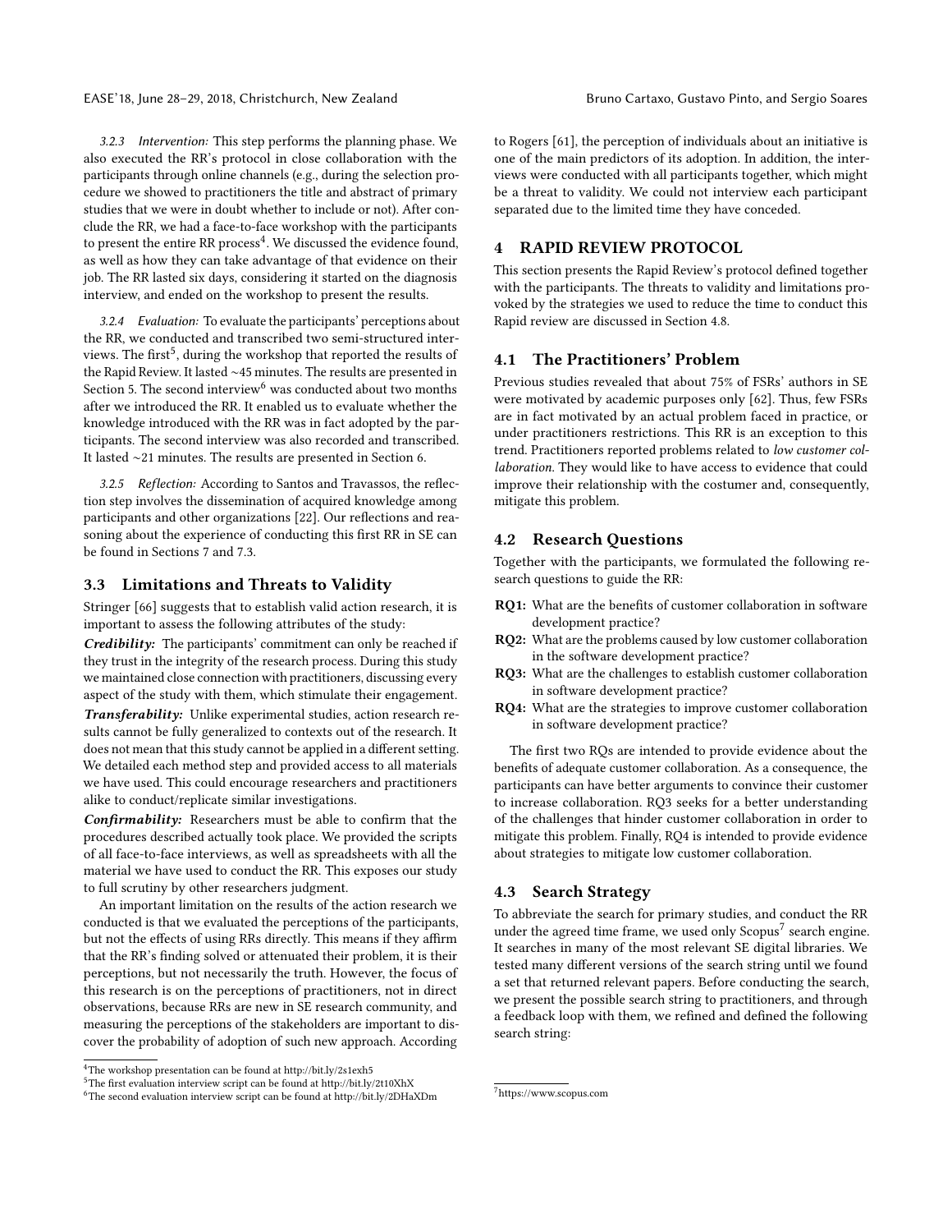*3.2.3 Intervention:* This step performs the planning phase. We also executed the RR's protocol in close collaboration with the participants through online channels (e.g., during the selection procedure we showed to practitioners the title and abstract of primary studies that we were in doubt whether to include or not). After conclude the RR, we had a face-to-face workshop with the participants to present the entire RR process[4]. We discussed the evidence found, as well as how they can take advantage of that evidence on their job. The RR lasted six days, considering it started on the diagnosis interview, and ended on the workshop to present the results.

*3.2.4 Evaluation:* To evaluate the participants' perceptions about the RR, we conducted and transcribed two semi-structured interviews. The first[5], during the workshop that reported the results of the Rapid Review. It lasted ~45 minutes. The results are presented in Section 5. The second interview[6] was conducted about two months after we introduced the RR. It enabled us to evaluate whether the knowledge introduced with the RR was in fact adopted by the participants. The second interview was also recorded and transcribed. It lasted ~21 minutes. The results are presented in Section 6.

*3.2.5 Reflection:* According to Santos and Travassos, the reflection step involves the dissemination of acquired knowledge among participants and other organizations [22]. Our reflections and reasoning about the experience of conducting this first RR in SE can be found in Sections 7 and 7.3.

## 3.3 Limitations and Threats to Validity

Stringer [66] suggests that to establish valid action research, it is important to assess the following attributes of the study:

***Credibility:*** The participants' commitment can only be reached if they trust in the integrity of the research process. During this study we maintained close connection with practitioners, discussing every aspect of the study with them, which stimulate their engagement.

***Transferability:*** Unlike experimental studies, action research results cannot be fully generalized to contexts out of the research. It does not mean that this study cannot be applied in a different setting. We detailed each method step and provided access to all materials we have used. This could encourage researchers and practitioners alike to conduct/replicate similar investigations.

***Confirmability:*** Researchers must be able to confirm that the procedures described actually took place. We provided the scripts of all face-to-face interviews, as well as spreadsheets with all the material we have used to conduct the RR. This exposes our study to full scrutiny by other researchers judgment.

An important limitation on the results of the action research we conducted is that we evaluated the perceptions of the participants, but not the effects of using RRs directly. This means if they affirm that the RR's finding solved or attenuated their problem, it is their perceptions, but not necessarily the truth. However, the focus of this research is on the perceptions of practitioners, not in direct observations, because RRs are new in SE research community, and measuring the perceptions of the stakeholders are important to discover the probability of adoption of such new approach. According to Rogers [61], the perception of individuals about an initiative is one of the main predictors of its adoption. In addition, the interviews were conducted with all participants together, which might be a threat to validity. We could not interview each participant separated due to the limited time they have conceded.

# 4 RAPID REVIEW PROTOCOL

This section presents the Rapid Review's protocol defined together with the participants. The threats to validity and limitations provoked by the strategies we used to reduce the time to conduct this Rapid review are discussed in Section 4.8.

## 4.1 The Practitioners' Problem

Previous studies revealed that about 75% of FSRs' authors in SE were motivated by academic purposes only [62]. Thus, few FSRs are in fact motivated by an actual problem faced in practice, or under practitioners restrictions. This RR is an exception to this trend. Practitioners reported problems related to *low customer collaboration*. They would like to have access to evidence that could improve their relationship with the costumer and, consequently, mitigate this problem.

## 4.2 Research Questions

Together with the participants, we formulated the following research questions to guide the RR:

- **RQ1:** What are the benefits of customer collaboration in software development practice?
- **RQ2:** What are the problems caused by low customer collaboration in the software development practice?
- **RQ3:** What are the challenges to establish customer collaboration in software development practice?
- **RQ4:** What are the strategies to improve customer collaboration in software development practice?

The first two RQs are intended to provide evidence about the benefits of adequate customer collaboration. As a consequence, the participants can have better arguments to convince their customer to increase collaboration. RQ3 seeks for a better understanding of the challenges that hinder customer collaboration in order to mitigate this problem. Finally, RQ4 is intended to provide evidence about strategies to mitigate low customer collaboration.

## 4.3 Search Strategy

To abbreviate the search for primary studies, and conduct the RR under the agreed time frame, we used only Scopus[7] search engine. It searches in many of the most relevant SE digital libraries. We tested many different versions of the search string until we found a set that returned relevant papers. Before conducting the search, we present the possible search string to practitioners, and through a feedback loop with them, we refined and defined the following search string:

---

[4] The workshop presentation can be found at http://bit.ly/2s1exh5

[5] The first evaluation interview script can be found at http://bit.ly/2t10XhX

[6] The second evaluation interview script can be found at http://bit.ly/2DHaXDm

[7] https://www.scopus.com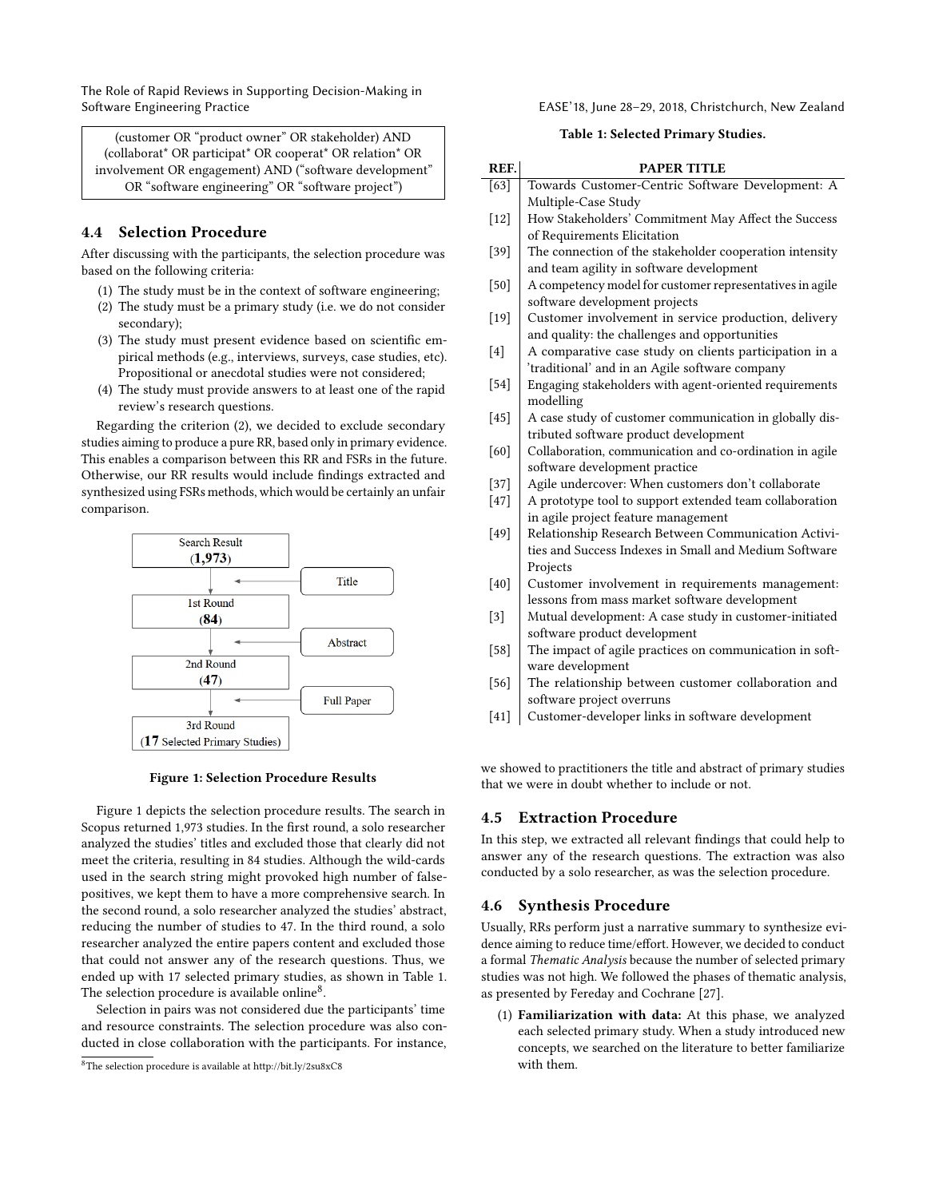(customer OR "product owner" OR stakeholder) AND (collaborat* OR participat* OR cooperat* OR relation* OR involvement OR engagement) AND ("software development" OR "software engineering" OR "software project")

## 4.4 Selection Procedure

After discussing with the participants, the selection procedure was based on the following criteria:

1. The study must be in the context of software engineering;
2. The study must be a primary study (i.e. we do not consider secondary);
3. The study must present evidence based on scientific empirical methods (e.g., interviews, surveys, case studies, etc). Propositional or anecdotal studies were not considered;
4. The study must provide answers to at least one of the rapid review's research questions.

Regarding the criterion (2), we decided to exclude secondary studies aiming to produce a pure RR, based only in primary evidence. This enables a comparison between this RR and FSRs in the future. Otherwise, our RR results would include findings extracted and synthesized using FSRs methods, which would be certainly an unfair comparison.

Search Result (1,973) → Title → 1st Round (84) → Abstract → 2nd Round (47) → Full Paper → 3rd Round (17 Selected Primary Studies)

**Figure 1: Selection Procedure Results**

Figure 1 depicts the selection procedure results. The search in Scopus returned 1,973 studies. In the first round, a solo researcher analyzed the studies' titles and excluded those that clearly did not meet the criteria, resulting in 84 studies. Although the wild-cards used in the search string might provoked high number of false-positives, we kept them to have a more comprehensive search. In the second round, a solo researcher analyzed the studies' abstract, reducing the number of studies to 47. In the third round, a solo researcher analyzed the entire papers content and excluded those that could not answer any of the research questions. Thus, we ended up with 17 selected primary studies, as shown in Table 1. The selection procedure is available online[8].

Selection in pairs was not considered due the participants' time and resource constraints. The selection procedure was also conducted in close collaboration with the participants. For instance, we showed to practitioners the title and abstract of primary studies that we were in doubt whether to include or not.

[8] The selection procedure is available at http://bit.ly/2su8xC8

**Table 1: Selected Primary Studies.**

| REF. | PAPER TITLE |
|---|---|
| [63] | Towards Customer-Centric Software Development: A Multiple-Case Study |
| [12] | How Stakeholders' Commitment May Affect the Success of Requirements Elicitation |
| [39] | The connection of the stakeholder cooperation intensity and team agility in software development |
| [50] | A competency model for customer representatives in agile software development projects |
| [19] | Customer involvement in service production, delivery and quality: the challenges and opportunities |
| [4] | A comparative case study on clients participation in a 'traditional' and in an Agile software company |
| [54] | Engaging stakeholders with agent-oriented requirements modelling |
| [45] | A case study of customer communication in globally distributed software product development |
| [60] | Collaboration, communication and co-ordination in agile software development practice |
| [37] | Agile undercover: When customers don't collaborate |
| [47] | A prototype tool to support extended team collaboration in agile project feature management |
| [49] | Relationship Research Between Communication Activities and Success Indexes in Small and Medium Software Projects |
| [40] | Customer involvement in requirements management: lessons from mass market software development |
| [3] | Mutual development: A case study in customer-initiated software product development |
| [58] | The impact of agile practices on communication in software development |
| [56] | The relationship between customer collaboration and software project overruns |
| [41] | Customer-developer links in software development |

## 4.5 Extraction Procedure

In this step, we extracted all relevant findings that could help to answer any of the research questions. The extraction was also conducted by a solo researcher, as was the selection procedure.

## 4.6 Synthesis Procedure

Usually, RRs perform just a narrative summary to synthesize evidence aiming to reduce time/effort. However, we decided to conduct a formal *Thematic Analysis* because the number of selected primary studies was not high. We followed the phases of thematic analysis, as presented by Fereday and Cochrane [27].

1. **Familiarization with data:** At this phase, we analyzed each selected primary study. When a study introduced new concepts, we searched on the literature to better familiarize with them.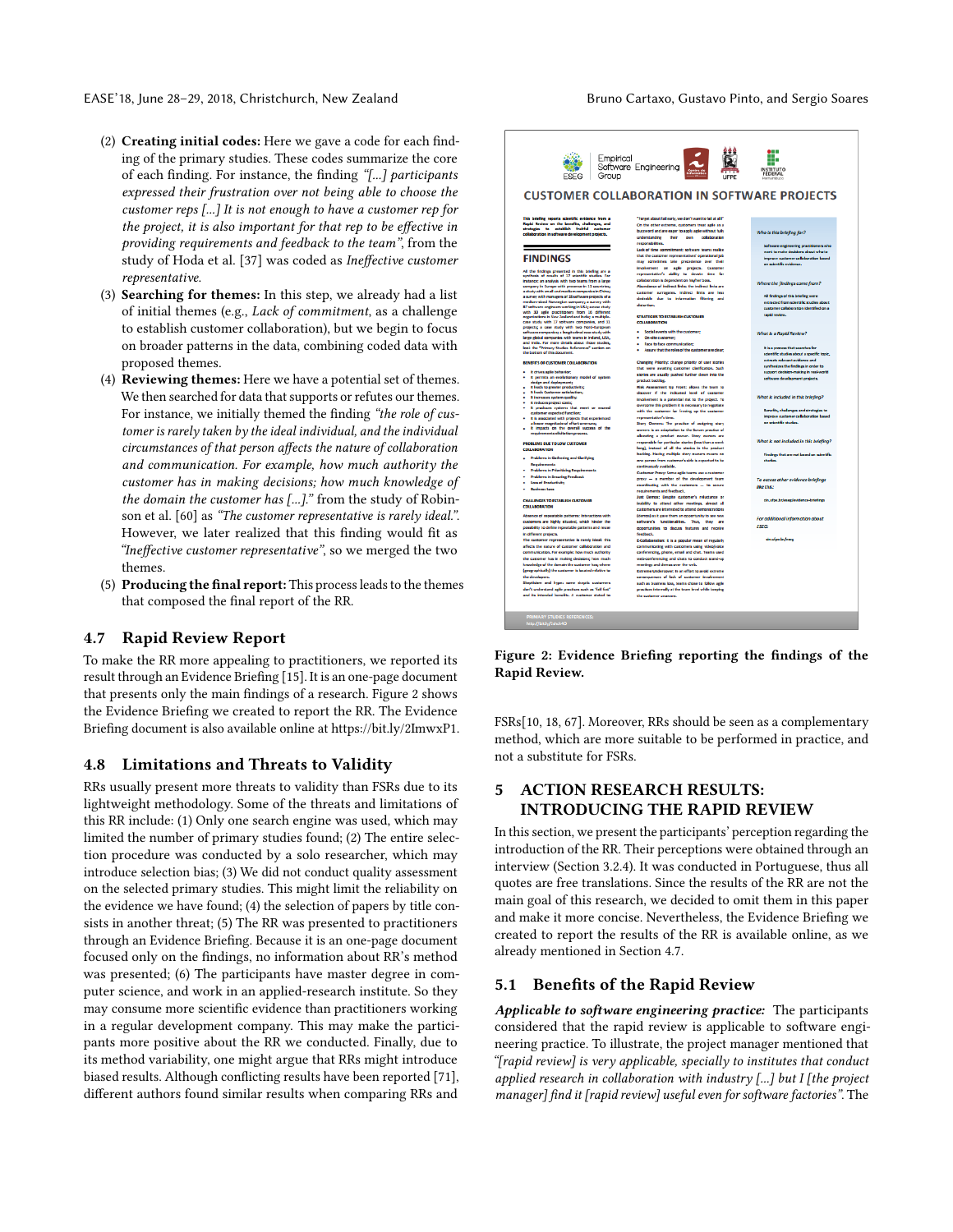(2) **Creating initial codes:** Here we gave a code for each finding of the primary studies. These codes summarize the core of each finding. For instance, the finding *"[...] participants expressed their frustration over not being able to choose the customer reps [...] It is not enough to have a customer rep for the project, it is also important for that rep to be effective in providing requirements and feedback to the team"*, from the study of Hoda et al. [37] was coded as *Ineffective customer representative*.

(3) **Searching for themes:** In this step, we already had a list of initial themes (e.g., *Lack of commitment*, as a challenge to establish customer collaboration), but we begin to focus on broader patterns in the data, combining coded data with proposed themes.

(4) **Reviewing themes:** Here we have a potential set of themes. We then searched for data that supports or refutes our themes. For instance, we initially themed the finding *"the role of customer is rarely taken by the ideal individual, and the individual circumstances of that person affects the nature of collaboration and communication. For example, how much authority the customer has in making decisions; how much knowledge of the domain the customer has [...]."* from the study of Robinson et al. [60] as *"The customer representative is rarely ideal."*. However, we later realized that this finding would fit as *"Ineffective customer representative"*, so we merged the two themes.

(5) **Producing the final report:** This process leads to the themes that composed the final report of the RR.

## 4.7 Rapid Review Report

To make the RR more appealing to practitioners, we reported its result through an Evidence Briefing [15]. It is an one-page document that presents only the main findings of a research. Figure 2 shows the Evidence Briefing we created to report the RR. The Evidence Briefing document is also available online at https://bit.ly/2ImwxP1.

## 4.8 Limitations and Threats to Validity

RRs usually present more threats to validity than FSRs due to its lightweight methodology. Some of the threats and limitations of this RR include: (1) Only one search engine was used, which may limited the number of primary studies found; (2) The entire selection procedure was conducted by a solo researcher, which may introduce selection bias; (3) We did not conduct quality assessment on the selected primary studies. This might limit the reliability on the evidence we have found; (4) the selection of papers by title consists in another threat; (5) The RR was presented to practitioners through an Evidence Briefing. Because it is an one-page document focused only on the findings, no information about RR's method was presented; (6) The participants have master degree in computer science, and work in an applied-research institute. So they may consume more scientific evidence than practitioners working in a regular development company. This may make the participants more positive about the RR we conducted. Finally, due to its method variability, one might argue that RRs might introduce biased results. Although conflicting results have been reported [71], different authors found similar results when comparing RRs and FSRs[10, 18, 67]. Moreover, RRs should be seen as a complementary method, which are more suitable to be performed in practice, and not a substitute for FSRs.

**Figure 2: Evidence Briefing reporting the findings of the Rapid Review.**

# 5 ACTION RESEARCH RESULTS: INTRODUCING THE RAPID REVIEW

In this section, we present the participants' perception regarding the introduction of the RR. Their perceptions were obtained through an interview (Section 3.2.4). It was conducted in Portuguese, thus all quotes are free translations. Since the results of the RR are not the main goal of this research, we decided to omit them in this paper and make it more concise. Nevertheless, the Evidence Briefing we created to report the results of the RR is available online, as we already mentioned in Section 4.7.

## 5.1 Benefits of the Rapid Review

***Applicable to software engineering practice:*** The participants considered that the rapid review is applicable to software engineering practice. To illustrate, the project manager mentioned that *"[rapid review] is very applicable, specially to institutes that conduct applied research in collaboration with industry [...] but I [the project manager] find it [rapid review] useful even for software factories"*. The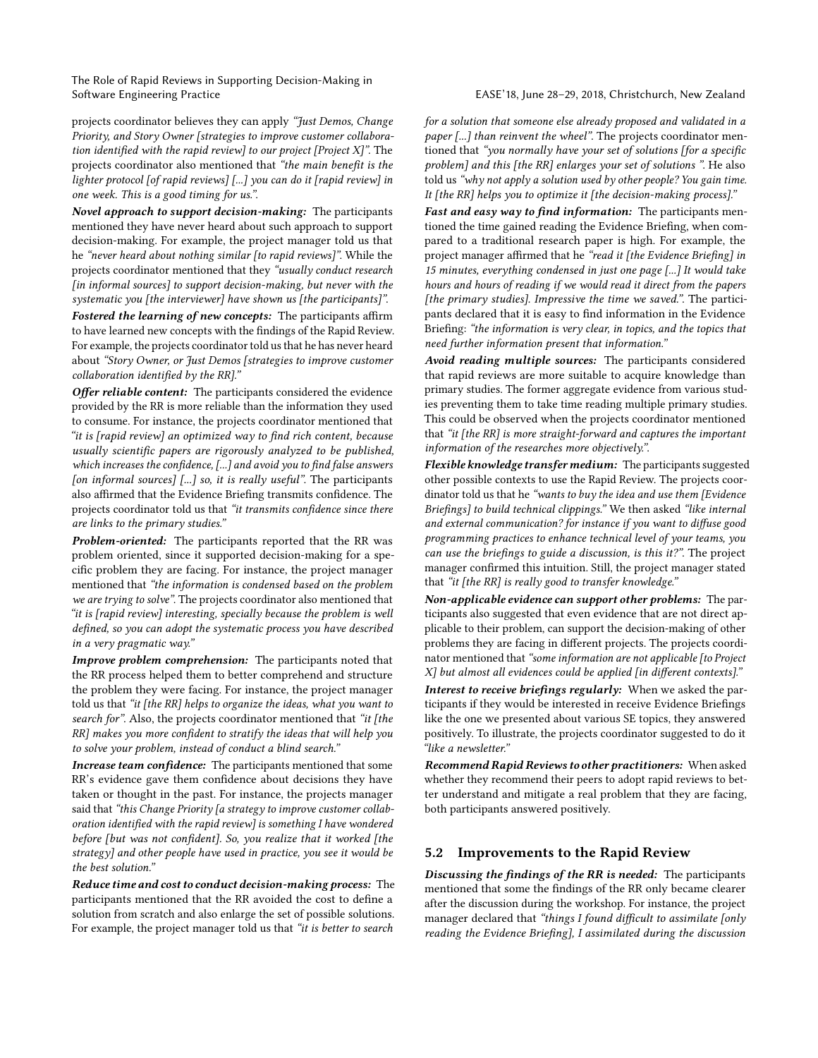projects coordinator believes they can apply *"Just Demos, Change Priority, and Story Owner [strategies to improve customer collaboration identified with the rapid review] to our project [Project X]"*. The projects coordinator also mentioned that *"the main benefit is the lighter protocol [of rapid reviews] [...] you can do it [rapid review] in one week. This is a good timing for us."*.

***Novel approach to support decision-making:*** The participants mentioned they have never heard about such approach to support decision-making. For example, the project manager told us that he *"never heard about nothing similar [to rapid reviews]"*. While the projects coordinator mentioned that they *"usually conduct research [in informal sources] to support decision-making, but never with the systematic you [the interviewer] have shown us [the participants]"*.

***Fostered the learning of new concepts:*** The participants affirm to have learned new concepts with the findings of the Rapid Review. For example, the projects coordinator told us that he has never heard about *"Story Owner, or Just Demos [strategies to improve customer collaboration identified by the RR]."*

***Offer reliable content:*** The participants considered the evidence provided by the RR is more reliable than the information they used to consume. For instance, the projects coordinator mentioned that *"it is [rapid review] an optimized way to find rich content, because usually scientific papers are rigorously analyzed to be published, which increases the confidence, [...] and avoid you to find false answers [on informal sources] [...] so, it is really useful"*. The participants also affirmed that the Evidence Briefing transmits confidence. The projects coordinator told us that *"it transmits confidence since there are links to the primary studies."*

***Problem-oriented:*** The participants reported that the RR was problem oriented, since it supported decision-making for a specific problem they are facing. For instance, the project manager mentioned that *"the information is condensed based on the problem we are trying to solve"*. The projects coordinator also mentioned that *"it is [rapid review] interesting, specially because the problem is well defined, so you can adopt the systematic process you have described in a very pragmatic way."*

***Improve problem comprehension:*** The participants noted that the RR process helped them to better comprehend and structure the problem they were facing. For instance, the project manager told us that *"it [the RR] helps to organize the ideas, what you want to search for"*. Also, the projects coordinator mentioned that *"it [the RR] makes you more confident to stratify the ideas that will help you to solve your problem, instead of conduct a blind search."*

***Increase team confidence:*** The participants mentioned that some RR's evidence gave them confidence about decisions they have taken or thought in the past. For instance, the projects manager said that *"this Change Priority [a strategy to improve customer collaboration identified with the rapid review] is something I have wondered before [but was not confident]. So, you realize that it worked [the strategy] and other people have used in practice, you see it would be the best solution."*

***Reduce time and cost to conduct decision-making process:*** The participants mentioned that the RR avoided the cost to define a solution from scratch and also enlarge the set of possible solutions. For example, the project manager told us that *"it is better to search for a solution that someone else already proposed and validated in a paper [...] than reinvent the wheel"*. The projects coordinator mentioned that *"you normally have your set of solutions [for a specific problem] and this [the RR] enlarges your set of solutions "*. He also told us *"why not apply a solution used by other people? You gain time. It [the RR] helps you to optimize it [the decision-making process]."*

***Fast and easy way to find information:*** The participants mentioned the time gained reading the Evidence Briefing, when compared to a traditional research paper is high. For example, the project manager affirmed that he *"read it [the Evidence Briefing] in 15 minutes, everything condensed in just one page [...] It would take hours and hours of reading if we would read it direct from the papers [the primary studies]. Impressive the time we saved."*. The participants declared that it is easy to find information in the Evidence Briefing: *"the information is very clear, in topics, and the topics that need further information present that information."*

***Avoid reading multiple sources:*** The participants considered that rapid reviews are more suitable to acquire knowledge than primary studies. The former aggregate evidence from various studies preventing them to take time reading multiple primary studies. This could be observed when the projects coordinator mentioned that *"it [the RR] is more straight-forward and captures the important information of the researches more objectively."*.

***Flexible knowledge transfer medium:*** The participants suggested other possible contexts to use the Rapid Review. The projects coordinator told us that he *"wants to buy the idea and use them [Evidence Briefings] to build technical clippings."* We then asked *"like internal and external communication? for instance if you want to diffuse good programming practices to enhance technical level of your teams, you can use the briefings to guide a discussion, is this it?"*. The project manager confirmed this intuition. Still, the project manager stated that *"it [the RR] is really good to transfer knowledge."*

***Non-applicable evidence can support other problems:*** The participants also suggested that even evidence that are not direct applicable to their problem, can support the decision-making of other problems they are facing in different projects. The projects coordinator mentioned that *"some information are not applicable [to Project X] but almost all evidences could be applied [in different contexts]."*

***Interest to receive briefings regularly:*** When we asked the participants if they would be interested in receive Evidence Briefings like the one we presented about various SE topics, they answered positively. To illustrate, the projects coordinator suggested to do it *"like a newsletter."*

***Recommend Rapid Reviews to other practitioners:*** When asked whether they recommend their peers to adopt rapid reviews to better understand and mitigate a real problem that they are facing, both participants answered positively.

## 5.2 Improvements to the Rapid Review

***Discussing the findings of the RR is needed:*** The participants mentioned that some the findings of the RR only became clearer after the discussion during the workshop. For instance, the project manager declared that *"things I found difficult to assimilate [only reading the Evidence Briefing], I assimilated during the discussion*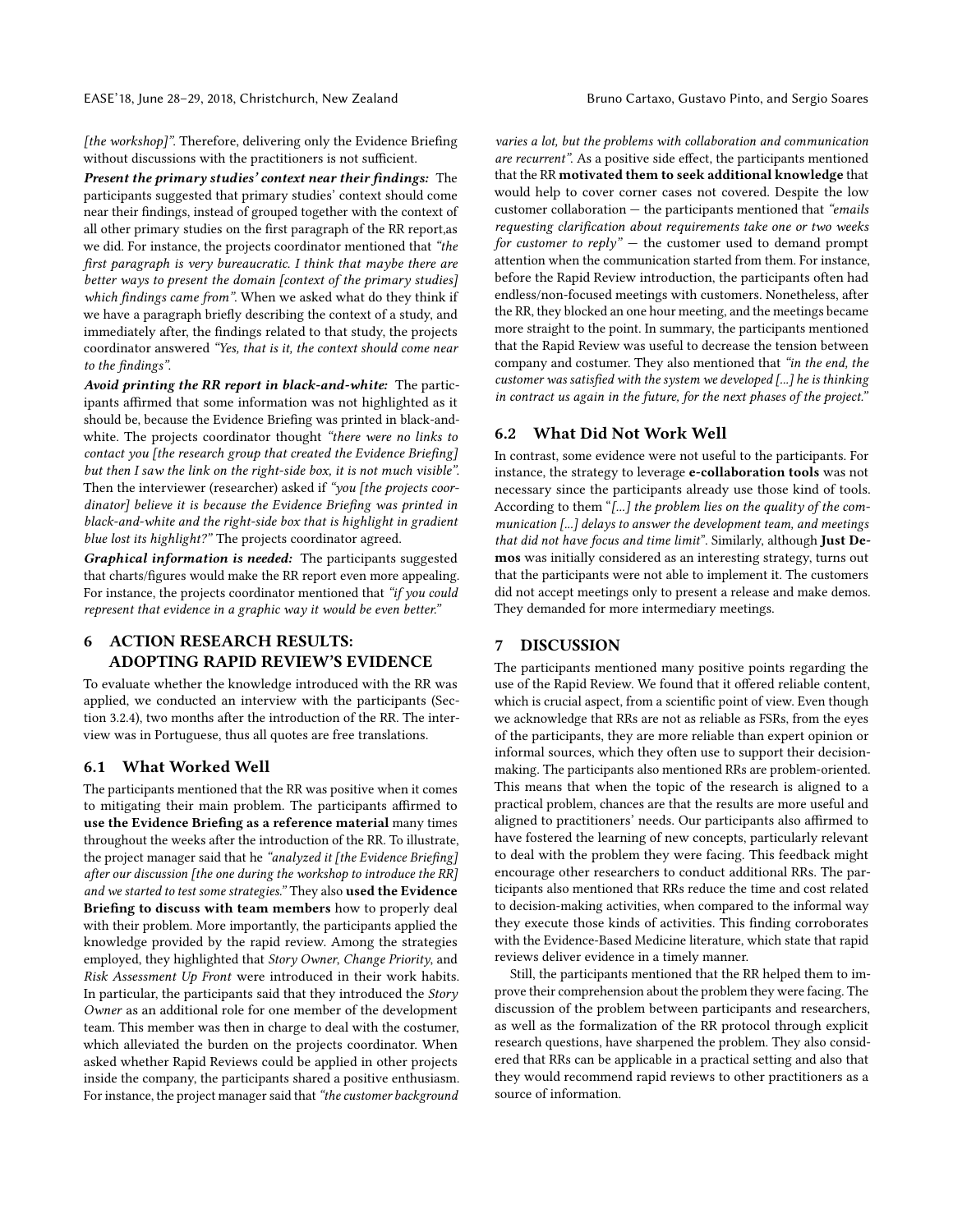[the workshop]". Therefore, delivering only the Evidence Briefing without discussions with the practitioners is not sufficient.

***Present the primary studies' context near their findings:*** The participants suggested that primary studies' context should come near their findings, instead of grouped together with the context of all other primary studies on the first paragraph of the RR report,as we did. For instance, the projects coordinator mentioned that *"the first paragraph is very bureaucratic. I think that maybe there are better ways to present the domain [context of the primary studies] which findings came from"*. When we asked what do they think if we have a paragraph briefly describing the context of a study, and immediately after, the findings related to that study, the projects coordinator answered *"Yes, that is it, the context should come near to the findings"*.

***Avoid printing the RR report in black-and-white:*** The participants affirmed that some information was not highlighted as it should be, because the Evidence Briefing was printed in black-and-white. The projects coordinator thought *"there were no links to contact you [the research group that created the Evidence Briefing] but then I saw the link on the right-side box, it is not much visible"*. Then the interviewer (researcher) asked if *"you [the projects coordinator] believe it is because the Evidence Briefing was printed in black-and-white and the right-side box that is highlight in gradient blue lost its highlight?"* The projects coordinator agreed.

***Graphical information is needed:*** The participants suggested that charts/figures would make the RR report even more appealing. For instance, the projects coordinator mentioned that *"if you could represent that evidence in a graphic way it would be even better."*

## 6 ACTION RESEARCH RESULTS: ADOPTING RAPID REVIEW'S EVIDENCE

To evaluate whether the knowledge introduced with the RR was applied, we conducted an interview with the participants (Section 3.2.4), two months after the introduction of the RR. The interview was in Portuguese, thus all quotes are free translations.

### 6.1 What Worked Well

The participants mentioned that the RR was positive when it comes to mitigating their main problem. The participants affirmed to **use the Evidence Briefing as a reference material** many times throughout the weeks after the introduction of the RR. To illustrate, the project manager said that he *"analyzed it [the Evidence Briefing] after our discussion [the one during the workshop to introduce the RR] and we started to test some strategies."* They also **used the Evidence Briefing to discuss with team members** how to properly deal with their problem. More importantly, the participants applied the knowledge provided by the rapid review. Among the strategies employed, they highlighted that *Story Owner*, *Change Priority*, and *Risk Assessment Up Front* were introduced in their work habits. In particular, the participants said that they introduced the *Story Owner* as an additional role for one member of the development team. This member was then in charge to deal with the costumer, which alleviated the burden on the projects coordinator. When asked whether Rapid Reviews could be applied in other projects inside the company, the participants shared a positive enthusiasm. For instance, the project manager said that *"the customer background varies a lot, but the problems with collaboration and communication are recurrent"*. As a positive side effect, the participants mentioned that the RR **motivated them to seek additional knowledge** that would help to cover corner cases not covered. Despite the low customer collaboration — the participants mentioned that *"emails requesting clarification about requirements take one or two weeks for customer to reply"* — the customer used to demand prompt attention when the communication started from them. For instance, before the Rapid Review introduction, the participants often had endless/non-focused meetings with customers. Nonetheless, after the RR, they blocked an one hour meeting, and the meetings became more straight to the point. In summary, the participants mentioned that the Rapid Review was useful to decrease the tension between company and costumer. They also mentioned that *"in the end, the customer was satisfied with the system we developed [...] he is thinking in contract us again in the future, for the next phases of the project."*

### 6.2 What Did Not Work Well

In contrast, some evidence were not useful to the participants. For instance, the strategy to leverage **e-collaboration tools** was not necessary since the participants already use those kind of tools. According to them "*[...] the problem lies on the quality of the communication [...] delays to answer the development team, and meetings that did not have focus and time limit*". Similarly, although **Just Demos** was initially considered as an interesting strategy, turns out that the participants were not able to implement it. The customers did not accept meetings only to present a release and make demos. They demanded for more intermediary meetings.

## 7 DISCUSSION

The participants mentioned many positive points regarding the use of the Rapid Review. We found that it offered reliable content, which is crucial aspect, from a scientific point of view. Even though we acknowledge that RRs are not as reliable as FSRs, from the eyes of the participants, they are more reliable than expert opinion or informal sources, which they often use to support their decision-making. The participants also mentioned RRs are problem-oriented. This means that when the topic of the research is aligned to a practical problem, chances are that the results are more useful and aligned to practitioners' needs. Our participants also affirmed to have fostered the learning of new concepts, particularly relevant to deal with the problem they were facing. This feedback might encourage other researchers to conduct additional RRs. The participants also mentioned that RRs reduce the time and cost related to decision-making activities, when compared to the informal way they execute those kinds of activities. This finding corroborates with the Evidence-Based Medicine literature, which state that rapid reviews deliver evidence in a timely manner.

Still, the participants mentioned that the RR helped them to improve their comprehension about the problem they were facing. The discussion of the problem between participants and researchers, as well as the formalization of the RR protocol through explicit research questions, have sharpened the problem. They also considered that RRs can be applicable in a practical setting and also that they would recommend rapid reviews to other practitioners as a source of information.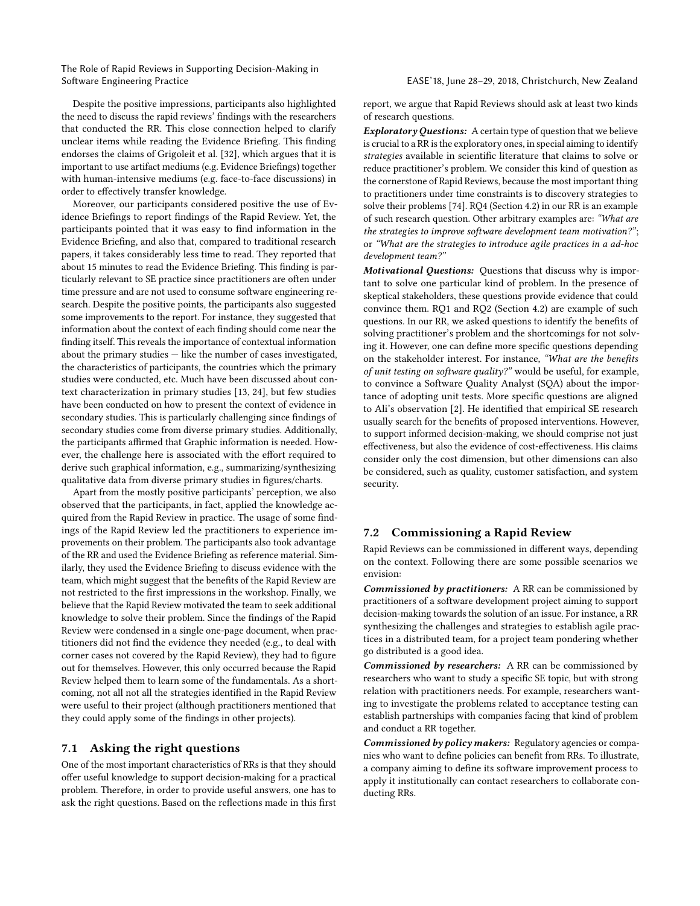Despite the positive impressions, participants also highlighted the need to discuss the rapid reviews' findings with the researchers that conducted the RR. This close connection helped to clarify unclear items while reading the Evidence Briefing. This finding endorses the claims of Grigoleit et al. [32], which argues that it is important to use artifact mediums (e.g. Evidence Briefings) together with human-intensive mediums (e.g. face-to-face discussions) in order to effectively transfer knowledge.

Moreover, our participants considered positive the use of Evidence Briefings to report findings of the Rapid Review. Yet, the participants pointed that it was easy to find information in the Evidence Briefing, and also that, compared to traditional research papers, it takes considerably less time to read. They reported that about 15 minutes to read the Evidence Briefing. This finding is particularly relevant to SE practice since practitioners are often under time pressure and are not used to consume software engineering research. Despite the positive points, the participants also suggested some improvements to the report. For instance, they suggested that information about the context of each finding should come near the finding itself. This reveals the importance of contextual information about the primary studies — like the number of cases investigated, the characteristics of participants, the countries which the primary studies were conducted, etc. Much have been discussed about context characterization in primary studies [13, 24], but few studies have been conducted on how to present the context of evidence in secondary studies. This is particularly challenging since findings of secondary studies come from diverse primary studies. Additionally, the participants affirmed that Graphic information is needed. However, the challenge here is associated with the effort required to derive such graphical information, e.g., summarizing/synthesizing qualitative data from diverse primary studies in figures/charts.

Apart from the mostly positive participants' perception, we also observed that the participants, in fact, applied the knowledge acquired from the Rapid Review in practice. The usage of some findings of the Rapid Review led the practitioners to experience improvements on their problem. The participants also took advantage of the RR and used the Evidence Briefing as reference material. Similarly, they used the Evidence Briefing to discuss evidence with the team, which might suggest that the benefits of the Rapid Review are not restricted to the first impressions in the workshop. Finally, we believe that the Rapid Review motivated the team to seek additional knowledge to solve their problem. Since the findings of the Rapid Review were condensed in a single one-page document, when practitioners did not find the evidence they needed (e.g., to deal with corner cases not covered by the Rapid Review), they had to figure out for themselves. However, this only occurred because the Rapid Review helped them to learn some of the fundamentals. As a shortcoming, not all not all the strategies identified in the Rapid Review were useful to their project (although practitioners mentioned that they could apply some of the findings in other projects).

## 7.1 Asking the right questions

One of the most important characteristics of RRs is that they should offer useful knowledge to support decision-making for a practical problem. Therefore, in order to provide useful answers, one has to ask the right questions. Based on the reflections made in this first report, we argue that Rapid Reviews should ask at least two kinds of research questions.

***Exploratory Questions:*** A certain type of question that we believe is crucial to a RR is the exploratory ones, in special aiming to identify *strategies* available in scientific literature that claims to solve or reduce practitioner's problem. We consider this kind of question as the cornerstone of Rapid Reviews, because the most important thing to practitioners under time constraints is to discovery strategies to solve their problems [74]. RQ4 (Section 4.2) in our RR is an example of such research question. Other arbitrary examples are: *"What are the strategies to improve software development team motivation?"*; or *"What are the strategies to introduce agile practices in a ad-hoc development team?"*

***Motivational Questions:*** Questions that discuss why is important to solve one particular kind of problem. In the presence of skeptical stakeholders, these questions provide evidence that could convince them. RQ1 and RQ2 (Section 4.2) are example of such questions. In our RR, we asked questions to identify the benefits of solving practitioner's problem and the shortcomings for not solving it. However, one can define more specific questions depending on the stakeholder interest. For instance, *"What are the benefits of unit testing on software quality?"* would be useful, for example, to convince a Software Quality Analyst (SQA) about the importance of adopting unit tests. More specific questions are aligned to Ali's observation [2]. He identified that empirical SE research usually search for the benefits of proposed interventions. However, to support informed decision-making, we should comprise not just effectiveness, but also the evidence of cost-effectiveness. His claims consider only the cost dimension, but other dimensions can also be considered, such as quality, customer satisfaction, and system security.

## 7.2 Commissioning a Rapid Review

Rapid Reviews can be commissioned in different ways, depending on the context. Following there are some possible scenarios we envision:

***Commissioned by practitioners:*** A RR can be commissioned by practitioners of a software development project aiming to support decision-making towards the solution of an issue. For instance, a RR synthesizing the challenges and strategies to establish agile practices in a distributed team, for a project team pondering whether go distributed is a good idea.

***Commissioned by researchers:*** A RR can be commissioned by researchers who want to study a specific SE topic, but with strong relation with practitioners needs. For example, researchers wanting to investigate the problems related to acceptance testing can establish partnerships with companies facing that kind of problem and conduct a RR together.

***Commissioned by policy makers:*** Regulatory agencies or companies who want to define policies can benefit from RRs. To illustrate, a company aiming to define its software improvement process to apply it institutionally can contact researchers to collaborate conducting RRs.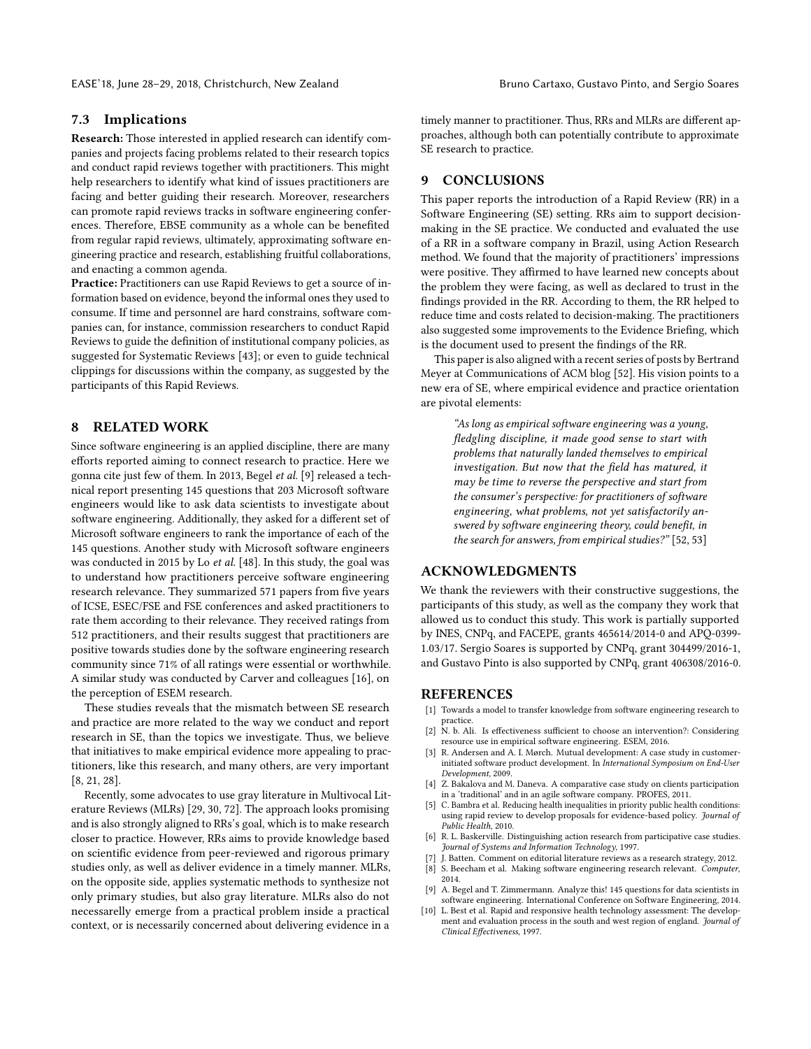## 7.3 Implications

**Research:** Those interested in applied research can identify companies and projects facing problems related to their research topics and conduct rapid reviews together with practitioners. This might help researchers to identify what kind of issues practitioners are facing and better guiding their research. Moreover, researchers can promote rapid reviews tracks in software engineering conferences. Therefore, EBSE community as a whole can be benefited from regular rapid reviews, ultimately, approximating software engineering practice and research, establishing fruitful collaborations, and enacting a common agenda.

**Practice:** Practitioners can use Rapid Reviews to get a source of information based on evidence, beyond the informal ones they used to consume. If time and personnel are hard constrains, software companies can, for instance, commission researchers to conduct Rapid Reviews to guide the definition of institutional company policies, as suggested for Systematic Reviews [43]; or even to guide technical clippings for discussions within the company, as suggested by the participants of this Rapid Reviews.

# 8 RELATED WORK

Since software engineering is an applied discipline, there are many efforts reported aiming to connect research to practice. Here we gonna cite just few of them. In 2013, Begel *et al.* [9] released a technical report presenting 145 questions that 203 Microsoft software engineers would like to ask data scientists to investigate about software engineering. Additionally, they asked for a different set of Microsoft software engineers to rank the importance of each of the 145 questions. Another study with Microsoft software engineers was conducted in 2015 by Lo *et al.* [48]. In this study, the goal was to understand how practitioners perceive software engineering research relevance. They summarized 571 papers from five years of ICSE, ESEC/FSE and FSE conferences and asked practitioners to rate them according to their relevance. They received ratings from 512 practitioners, and their results suggest that practitioners are positive towards studies done by the software engineering research community since 71% of all ratings were essential or worthwhile. A similar study was conducted by Carver and colleagues [16], on the perception of ESEM research.

These studies reveals that the mismatch between SE research and practice are more related to the way we conduct and report research in SE, than the topics we investigate. Thus, we believe that initiatives to make empirical evidence more appealing to practitioners, like this research, and many others, are very important [8, 21, 28].

Recently, some advocates to use gray literature in Multivocal Literature Reviews (MLRs) [29, 30, 72]. The approach looks promising and is also strongly aligned to RRs's goal, which is to make research closer to practice. However, RRs aims to provide knowledge based on scientific evidence from peer-reviewed and rigorous primary studies only, as well as deliver evidence in a timely manner. MLRs, on the opposite side, applies systematic methods to synthesize not only primary studies, but also gray literature. MLRs also do not necessarelly emerge from a practical problem inside a practical context, or is necessarily concerned about delivering evidence in a timely manner to practitioner. Thus, RRs and MLRs are different approaches, although both can potentially contribute to approximate SE research to practice.

# 9 CONCLUSIONS

This paper reports the introduction of a Rapid Review (RR) in a Software Engineering (SE) setting. RRs aim to support decision-making in the SE practice. We conducted and evaluated the use of a RR in a software company in Brazil, using Action Research method. We found that the majority of practitioners' impressions were positive. They affirmed to have learned new concepts about the problem they were facing, as well as declared to trust in the findings provided in the RR. According to them, the RR helped to reduce time and costs related to decision-making. The practitioners also suggested some improvements to the Evidence Briefing, which is the document used to present the findings of the RR.

This paper is also aligned with a recent series of posts by Bertrand Meyer at Communications of ACM blog [52]. His vision points to a new era of SE, where empirical evidence and practice orientation are pivotal elements:

> *"As long as empirical software engineering was a young, fledgling discipline, it made good sense to start with problems that naturally landed themselves to empirical investigation. But now that the field has matured, it may be time to reverse the perspective and start from the consumer's perspective: for practitioners of software engineering, what problems, not yet satisfactorily answered by software engineering theory, could benefit, in the search for answers, from empirical studies?"* [52, 53]

# ACKNOWLEDGMENTS

We thank the reviewers with their constructive suggestions, the participants of this study, as well as the company they work that allowed us to conduct this study. This work is partially supported by INES, CNPq, and FACEPE, grants 465614/2014-0 and APQ-0399-1.03/17. Sergio Soares is supported by CNPq, grant 304499/2016-1, and Gustavo Pinto is also supported by CNPq, grant 406308/2016-0.

# REFERENCES

[1] Towards a model to transfer knowledge from software engineering research to practice.

[2] N. b. Ali. Is effectiveness sufficient to choose an intervention?: Considering resource use in empirical software engineering. ESEM, 2016.

[3] R. Andersen and A. I. Mørch. Mutual development: A case study in customer-initiated software product development. In *International Symposium on End-User Development*, 2009.

[4] Z. Bakalova and M. Daneva. A comparative case study on clients participation in a 'traditional' and in an agile software company. PROFES, 2011.

[5] C. Bambra et al. Reducing health inequalities in priority public health conditions: using rapid review to develop proposals for evidence-based policy. *Journal of Public Health*, 2010.

[6] R. L. Baskerville. Distinguishing action research from participative case studies. *Journal of Systems and Information Technology*, 1997.

[7] J. Batten. Comment on editorial literature reviews as a research strategy, 2012.

[8] S. Beecham et al. Making software engineering research relevant. *Computer*, 2014.

[9] A. Begel and T. Zimmermann. Analyze this! 145 questions for data scientists in software engineering. International Conference on Software Engineering, 2014.

[10] L. Best et al. Rapid and responsive health technology assessment: The development and evaluation process in the south and west region of england. *Journal of Clinical Effectiveness*, 1997.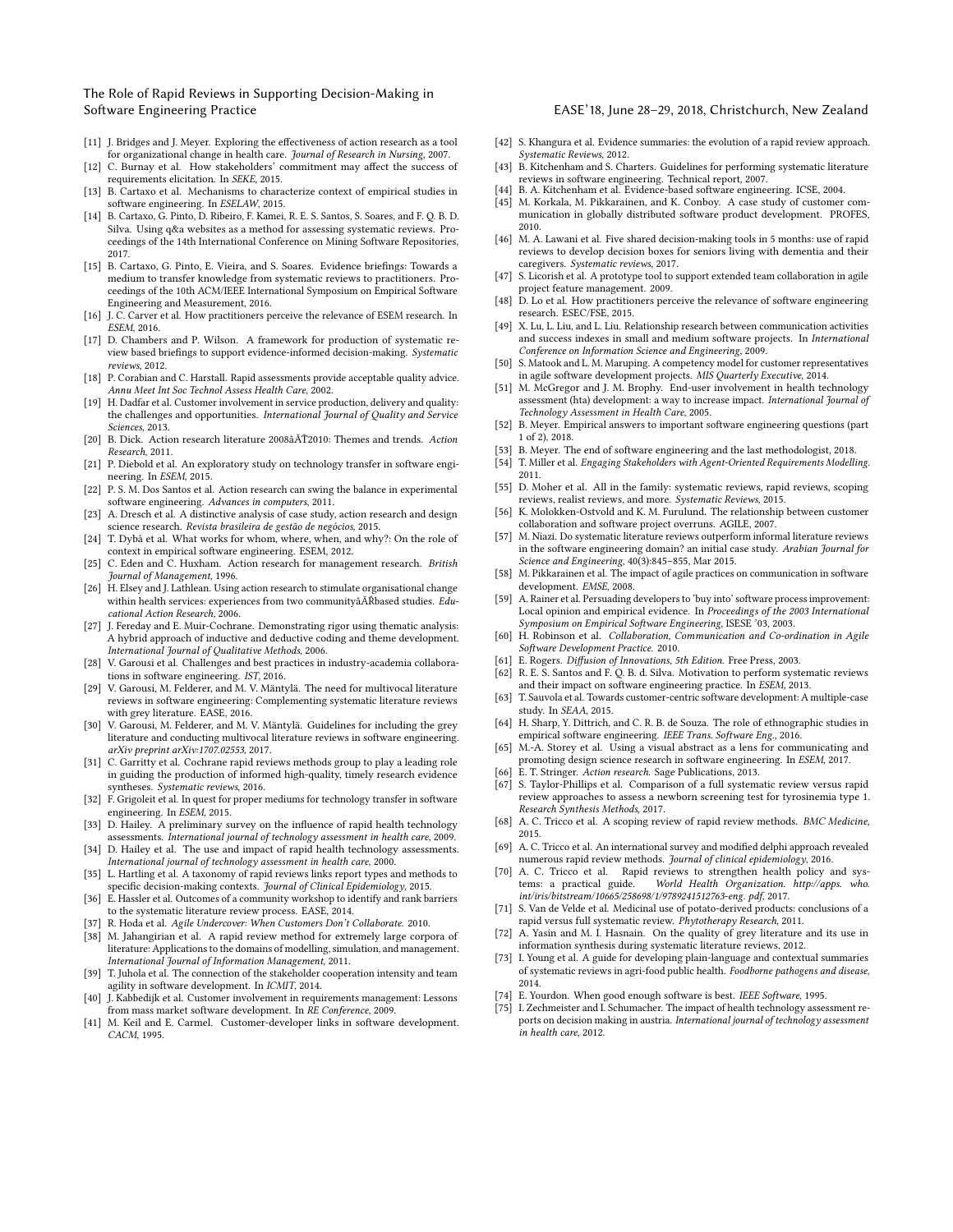[11] J. Bridges and J. Meyer. Exploring the effectiveness of action research as a tool for organizational change in health care. *Journal of Research in Nursing*, 2007.

[12] C. Burnay et al. How stakeholders' commitment may affect the success of requirements elicitation. In *SEKE*, 2015.

[13] B. Cartaxo et al. Mechanisms to characterize context of empirical studies in software engineering. In *ESELAW*, 2015.

[14] B. Cartaxo, G. Pinto, D. Ribeiro, F. Kamei, R. E. S. Santos, S. Soares, and F. Q. B. D. Silva. Using q&a websites as a method for assessing systematic reviews. Proceedings of the 14th International Conference on Mining Software Repositories, 2017.

[15] B. Cartaxo, G. Pinto, E. Vieira, and S. Soares. Evidence briefings: Towards a medium to transfer knowledge from systematic reviews to practitioners. Proceedings of the 10th ACM/IEEE International Symposium on Empirical Software Engineering and Measurement, 2016.

[16] J. C. Carver et al. How practitioners perceive the relevance of ESEM research. In *ESEM*, 2016.

[17] D. Chambers and P. Wilson. A framework for production of systematic review based briefings to support evidence-informed decision-making. *Systematic reviews*, 2012.

[18] P. Corabian and C. Harstall. Rapid assessments provide acceptable quality advice. *Annu Meet Int Soc Technol Assess Health Care*, 2002.

[19] H. Dadfar et al. Customer involvement in service production, delivery and quality: the challenges and opportunities. *International Journal of Quality and Service Sciences*, 2013.

[20] B. Dick. Action research literature 2008âĂŞ2010: Themes and trends. *Action Research*, 2011.

[21] P. Diebold et al. An exploratory study on technology transfer in software engineering. In *ESEM*, 2015.

[22] P. S. M. Dos Santos et al. Action research can swing the balance in experimental software engineering. *Advances in computers*, 2011.

[23] A. Dresch et al. A distinctive analysis of case study, action research and design science research. *Revista brasileira de gestão de negócios*, 2015.

[24] T. Dybå et al. What works for whom, where, when, and why?: On the role of context in empirical software engineering. ESEM, 2012.

[25] C. Eden and C. Huxham. Action research for management research. *British Journal of Management*, 1996.

[26] H. Elsey and J. Lathlean. Using action research to stimulate organisational change within health services: experiences from two communityâĂŘbased studies. *Educational Action Research*, 2006.

[27] J. Fereday and E. Muir-Cochrane. Demonstrating rigor using thematic analysis: A hybrid approach of inductive and deductive coding and theme development. *International Journal of Qualitative Methods*, 2006.

[28] V. Garousi et al. Challenges and best practices in industry-academia collaborations in software engineering. *IST*, 2016.

[29] V. Garousi, M. Felderer, and M. V. Mäntylä. The need for multivocal literature reviews in software engineering: Complementing systematic literature reviews with grey literature. EASE, 2016.

[30] V. Garousi, M. Felderer, and M. V. Mäntylä. Guidelines for including the grey literature and conducting multivocal literature reviews in software engineering. *arXiv preprint arXiv:1707.02553*, 2017.

[31] C. Garritty et al. Cochrane rapid reviews methods group to play a leading role in guiding the production of informed high-quality, timely research evidence syntheses. *Systematic reviews*, 2016.

[32] F. Grigoleit et al. In quest for proper mediums for technology transfer in software engineering. In *ESEM*, 2015.

[33] D. Hailey. A preliminary survey on the influence of rapid health technology assessments. *International journal of technology assessment in health care*, 2009.

[34] D. Hailey et al. The use and impact of rapid health technology assessments. *International journal of technology assessment in health care*, 2000.

[35] L. Hartling et al. A taxonomy of rapid reviews links report types and methods to specific decision-making contexts. *Journal of Clinical Epidemiology*, 2015.

[36] E. Hassler et al. Outcomes of a community workshop to identify and rank barriers to the systematic literature review process. EASE, 2014.

[37] R. Hoda et al. *Agile Undercover: When Customers Don't Collaborate*. 2010.

[38] M. Jahangirian et al. A rapid review method for extremely large corpora of literature: Applications to the domains of modelling, simulation, and management. *International Journal of Information Management*, 2011.

[39] T. Juhola et al. The connection of the stakeholder cooperation intensity and team agility in software development. In *ICMIT*, 2014.

[40] J. Kabbedijk et al. Customer involvement in requirements management: Lessons from mass market software development. In *RE Conference*, 2009.

[41] M. Keil and E. Carmel. Customer-developer links in software development. *CACM*, 1995.

[42] S. Khangura et al. Evidence summaries: the evolution of a rapid review approach. *Systematic Reviews*, 2012.

[43] B. Kitchenham and S. Charters. Guidelines for performing systematic literature reviews in software engineering. Technical report, 2007.

[44] B. A. Kitchenham et al. Evidence-based software engineering. ICSE, 2004.

[45] M. Korkala, M. Pikkarainen, and K. Conboy. A case study of customer communication in globally distributed software product development. PROFES, 2010.

[46] M. A. Lawani et al. Five shared decision-making tools in 5 months: use of rapid reviews to develop decision boxes for seniors living with dementia and their caregivers. *Systematic reviews*, 2017.

[47] S. Licorish et al. A prototype tool to support extended team collaboration in agile project feature management. 2009.

[48] D. Lo et al. How practitioners perceive the relevance of software engineering research. ESEC/FSE, 2015.

[49] X. Lu, L. Liu, and L. Liu. Relationship research between communication activities and success indexes in small and medium software projects. In *International Conference on Information Science and Engineering*, 2009.

[50] S. Matook and L. M. Maruping. A competency model for customer representatives in agile software development projects. *MIS Quarterly Executive*, 2014.

[51] M. McGregor and J. M. Brophy. End-user involvement in health technology assessment (hta) development: a way to increase impact. *International Journal of Technology Assessment in Health Care*, 2005.

[52] B. Meyer. Empirical answers to important software engineering questions (part 1 of 2), 2018.

[53] B. Meyer. The end of software engineering and the last methodologist, 2018.

[54] T. Miller et al. *Engaging Stakeholders with Agent-Oriented Requirements Modelling*. 2011.

[55] D. Moher et al. All in the family: systematic reviews, rapid reviews, scoping reviews, realist reviews, and more. *Systematic Reviews*, 2015.

[56] K. Molokken-Ostvold and K. M. Furulund. The relationship between customer collaboration and software project overruns. AGILE, 2007.

[57] M. Niazi. Do systematic literature reviews outperform informal literature reviews in the software engineering domain? an initial case study. *Arabian Journal for Science and Engineering*, 40(3):845–855, Mar 2015.

[58] M. Pikkarainen et al. The impact of agile practices on communication in software development. *EMSE*, 2008.

[59] A. Rainer et al. Persuading developers to 'buy into' software process improvement: Local opinion and empirical evidence. In *Proceedings of the 2003 International Symposium on Empirical Software Engineering*, ISESE '03, 2003.

[60] H. Robinson et al. *Collaboration, Communication and Co-ordination in Agile Software Development Practice*. 2010.

[61] E. Rogers. *Diffusion of Innovations, 5th Edition*. Free Press, 2003.

[62] R. E. S. Santos and F. Q. B. d. Silva. Motivation to perform systematic reviews and their impact on software engineering practice. In *ESEM*, 2013.

[63] T. Sauvola et al. Towards customer-centric software development: A multiple-case study. In *SEAA*, 2015.

[64] H. Sharp, Y. Dittrich, and C. R. B. de Souza. The role of ethnographic studies in empirical software engineering. *IEEE Trans. Software Eng.*, 2016.

[65] M.-A. Storey et al. Using a visual abstract as a lens for communicating and promoting design science research in software engineering. In *ESEM*, 2017.

[66] E. T. Stringer. *Action research*. Sage Publications, 2013.

[67] S. Taylor-Phillips et al. Comparison of a full systematic review versus rapid review approaches to assess a newborn screening test for tyrosinemia type 1. *Research Synthesis Methods*, 2017.

[68] A. C. Tricco et al. A scoping review of rapid review methods. *BMC Medicine*, 2015.

[69] A. C. Tricco et al. An international survey and modified delphi approach revealed numerous rapid review methods. *Journal of clinical epidemiology*, 2016.

[70] A. C. Tricco et al. Rapid reviews to strengthen health policy and systems: a practical guide. *World Health Organization. http://apps. who. int/iris/bitstream/10665/258698/1/9789241512763-eng. pdf*, 2017.

[71] S. Van de Velde et al. Medicinal use of potato-derived products: conclusions of a rapid versus full systematic review. *Phytotherapy Research*, 2011.

[72] A. Yasin and M. I. Hasnain. On the quality of grey literature and its use in information synthesis during systematic literature reviews, 2012.

[73] I. Young et al. A guide for developing plain-language and contextual summaries of systematic reviews in agri-food public health. *Foodborne pathogens and disease*, 2014.

[74] E. Yourdon. When good enough software is best. *IEEE Software*, 1995.

[75] I. Zechmeister and I. Schumacher. The impact of health technology assessment reports on decision making in austria. *International journal of technology assessment in health care*, 2012.